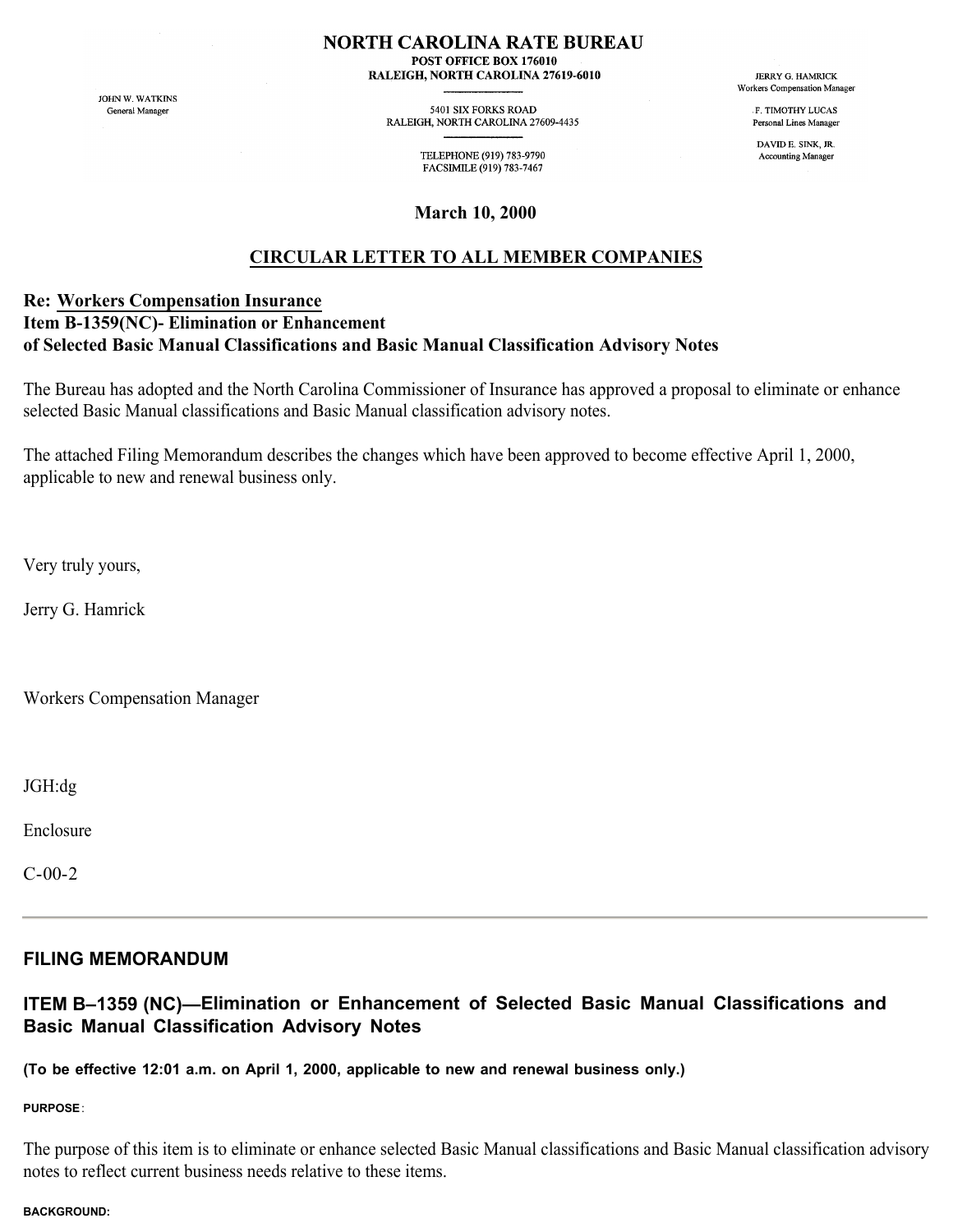# NORTH CAROLINA RATE BUREAU

POST OFFICE BOX 176010
RALEIGH, NORTH CAROLINA 27619-6010

5401 SIX FORKS ROAD
RALEIGH, NORTH CAROLINA 27609-4435

TELEPHONE (919) 783-9790
FACSIMILE (919) 783-7467

JOHN W. WATKINS
General Manager

JERRY G. HAMRICK
Workers Compensation Manager

F. TIMOTHY LUCAS
Personal Lines Manager

DAVID E. SINK, JR.
Accounting Manager

**March 10, 2000**

**CIRCULAR LETTER TO ALL MEMBER COMPANIES**

**Re: Workers Compensation Insurance**
**Item B-1359(NC)- Elimination or Enhancement of Selected Basic Manual Classifications and Basic Manual Classification Advisory Notes**

The Bureau has adopted and the North Carolina Commissioner of Insurance has approved a proposal to eliminate or enhance selected Basic Manual classifications and Basic Manual classification advisory notes.

The attached Filing Memorandum describes the changes which have been approved to become effective April 1, 2000, applicable to new and renewal business only.

Very truly yours,

Jerry G. Hamrick

Workers Compensation Manager

JGH:dg

Enclosure

C-00-2

---

## FILING MEMORANDUM

## ITEM B–1359 (NC)—Elimination or Enhancement of Selected Basic Manual Classifications and Basic Manual Classification Advisory Notes

**(To be effective 12:01 a.m. on April 1, 2000, applicable to new and renewal business only.)**

**PURPOSE**:

The purpose of this item is to eliminate or enhance selected Basic Manual classifications and Basic Manual classification advisory notes to reflect current business needs relative to these items.

**BACKGROUND:**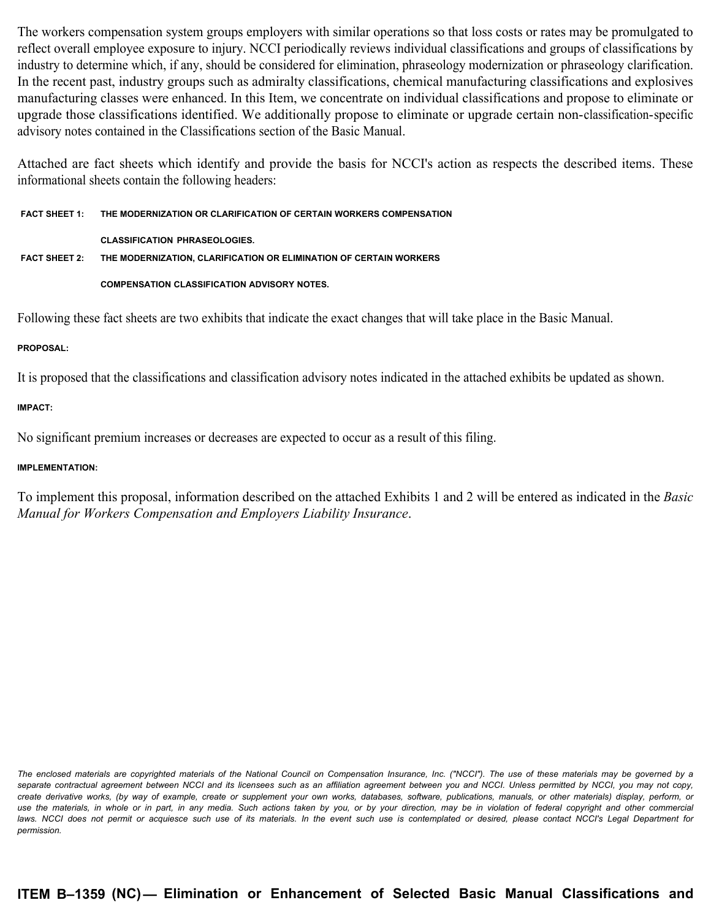The workers compensation system groups employers with similar operations so that loss costs or rates may be promulgated to reflect overall employee exposure to injury. NCCI periodically reviews individual classifications and groups of classifications by industry to determine which, if any, should be considered for elimination, phraseology modernization or phraseology clarification. In the recent past, industry groups such as admiralty classifications, chemical manufacturing classifications and explosives manufacturing classes were enhanced. In this Item, we concentrate on individual classifications and propose to eliminate or upgrade those classifications identified. We additionally propose to eliminate or upgrade certain non-classification-specific advisory notes contained in the Classifications section of the Basic Manual.

Attached are fact sheets which identify and provide the basis for NCCI's action as respects the described items. These informational sheets contain the following headers:

**FACT SHEET 1:** **THE MODERNIZATION OR CLARIFICATION OF CERTAIN WORKERS COMPENSATION CLASSIFICATION PHRASEOLOGIES.**

**FACT SHEET 2:** **THE MODERNIZATION, CLARIFICATION OR ELIMINATION OF CERTAIN WORKERS COMPENSATION CLASSIFICATION ADVISORY NOTES.**

Following these fact sheets are two exhibits that indicate the exact changes that will take place in the Basic Manual.

**PROPOSAL:**

It is proposed that the classifications and classification advisory notes indicated in the attached exhibits be updated as shown.

**IMPACT:**

No significant premium increases or decreases are expected to occur as a result of this filing.

**IMPLEMENTATION:**

To implement this proposal, information described on the attached Exhibits 1 and 2 will be entered as indicated in the *Basic Manual for Workers Compensation and Employers Liability Insurance*.

*The enclosed materials are copyrighted materials of the National Council on Compensation Insurance, Inc. ("NCCI"). The use of these materials may be governed by a separate contractual agreement between NCCI and its licensees such as an affiliation agreement between you and NCCI. Unless permitted by NCCI, you may not copy, create derivative works, (by way of example, create or supplement your own works, databases, software, publications, manuals, or other materials) display, perform, or use the materials, in whole or in part, in any media. Such actions taken by you, or by your direction, may be in violation of federal copyright and other commercial laws. NCCI does not permit or acquiesce such use of its materials. In the event such use is contemplated or desired, please contact NCCI's Legal Department for permission.*

**ITEM B–1359 (NC) — Elimination or Enhancement of Selected Basic Manual Classifications and**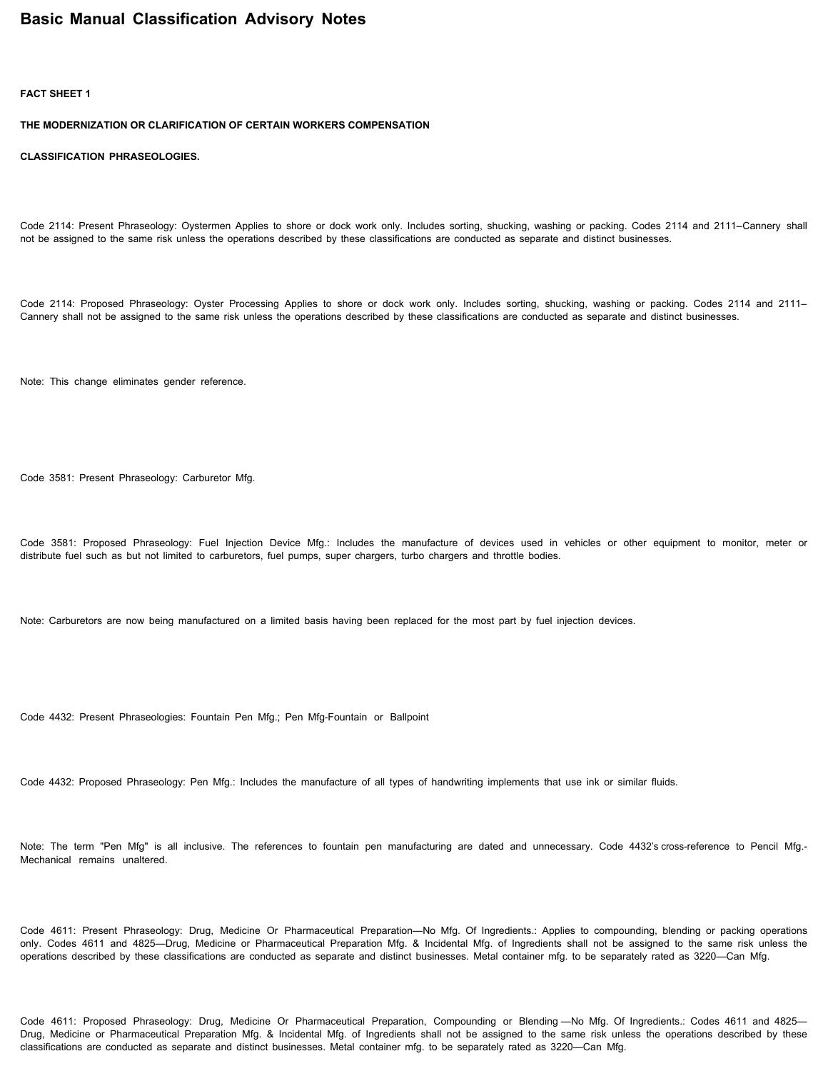# Basic Manual Classification Advisory Notes

**FACT SHEET 1**

**THE MODERNIZATION OR CLARIFICATION OF CERTAIN WORKERS COMPENSATION**

**CLASSIFICATION PHRASEOLOGIES.**

Code 2114: Present Phraseology: Oystermen Applies to shore or dock work only. Includes sorting, shucking, washing or packing. Codes 2114 and 2111–Cannery shall not be assigned to the same risk unless the operations described by these classifications are conducted as separate and distinct businesses.

Code 2114: Proposed Phraseology: Oyster Processing Applies to shore or dock work only. Includes sorting, shucking, washing or packing. Codes 2114 and 2111–Cannery shall not be assigned to the same risk unless the operations described by these classifications are conducted as separate and distinct businesses.

Note: This change eliminates gender reference.

Code 3581: Present Phraseology: Carburetor Mfg.

Code 3581: Proposed Phraseology: Fuel Injection Device Mfg.: Includes the manufacture of devices used in vehicles or other equipment to monitor, meter or distribute fuel such as but not limited to carburetors, fuel pumps, super chargers, turbo chargers and throttle bodies.

Note: Carburetors are now being manufactured on a limited basis having been replaced for the most part by fuel injection devices.

Code 4432: Present Phraseologies: Fountain Pen Mfg.; Pen Mfg-Fountain or Ballpoint

Code 4432: Proposed Phraseology: Pen Mfg.: Includes the manufacture of all types of handwriting implements that use ink or similar fluids.

Note: The term "Pen Mfg" is all inclusive. The references to fountain pen manufacturing are dated and unnecessary. Code 4432's cross-reference to Pencil Mfg.-Mechanical remains unaltered.

Code 4611: Present Phraseology: Drug, Medicine Or Pharmaceutical Preparation—No Mfg. Of Ingredients.: Applies to compounding, blending or packing operations only. Codes 4611 and 4825—Drug, Medicine or Pharmaceutical Preparation Mfg. & Incidental Mfg. of Ingredients shall not be assigned to the same risk unless the operations described by these classifications are conducted as separate and distinct businesses. Metal container mfg. to be separately rated as 3220—Can Mfg.

Code 4611: Proposed Phraseology: Drug, Medicine Or Pharmaceutical Preparation, Compounding or Blending —No Mfg. Of Ingredients.: Codes 4611 and 4825—Drug, Medicine or Pharmaceutical Preparation Mfg. & Incidental Mfg. of Ingredients shall not be assigned to the same risk unless the operations described by these classifications are conducted as separate and distinct businesses. Metal container mfg. to be separately rated as 3220—Can Mfg.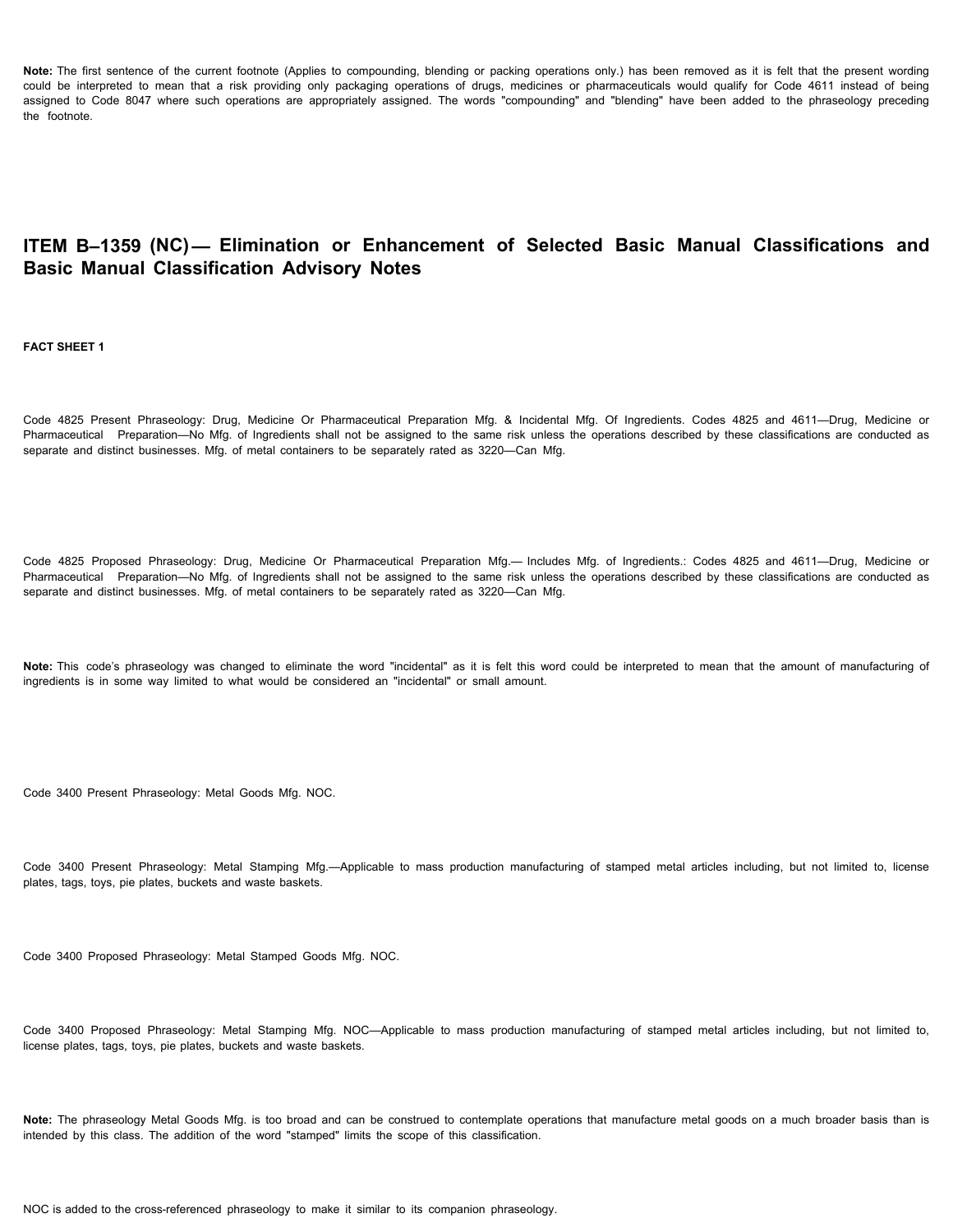**Note:** The first sentence of the current footnote (Applies to compounding, blending or packing operations only.) has been removed as it is felt that the present wording could be interpreted to mean that a risk providing only packaging operations of drugs, medicines or pharmaceuticals would qualify for Code 4611 instead of being assigned to Code 8047 where such operations are appropriately assigned. The words "compounding" and "blending" have been added to the phraseology preceding the footnote.

## ITEM B–1359 (NC) — Elimination or Enhancement of Selected Basic Manual Classifications and Basic Manual Classification Advisory Notes

**FACT SHEET 1**

Code 4825 Present Phraseology: Drug, Medicine Or Pharmaceutical Preparation Mfg. & Incidental Mfg. Of Ingredients. Codes 4825 and 4611—Drug, Medicine or Pharmaceutical Preparation—No Mfg. of Ingredients shall not be assigned to the same risk unless the operations described by these classifications are conducted as separate and distinct businesses. Mfg. of metal containers to be separately rated as 3220—Can Mfg.

Code 4825 Proposed Phraseology: Drug, Medicine Or Pharmaceutical Preparation Mfg.— Includes Mfg. of Ingredients.: Codes 4825 and 4611—Drug, Medicine or Pharmaceutical Preparation—No Mfg. of Ingredients shall not be assigned to the same risk unless the operations described by these classifications are conducted as separate and distinct businesses. Mfg. of metal containers to be separately rated as 3220—Can Mfg.

**Note:** This code's phraseology was changed to eliminate the word "incidental" as it is felt this word could be interpreted to mean that the amount of manufacturing of ingredients is in some way limited to what would be considered an "incidental" or small amount.

Code 3400 Present Phraseology: Metal Goods Mfg. NOC.

Code 3400 Present Phraseology: Metal Stamping Mfg.—Applicable to mass production manufacturing of stamped metal articles including, but not limited to, license plates, tags, toys, pie plates, buckets and waste baskets.

Code 3400 Proposed Phraseology: Metal Stamped Goods Mfg. NOC.

Code 3400 Proposed Phraseology: Metal Stamping Mfg. NOC—Applicable to mass production manufacturing of stamped metal articles including, but not limited to, license plates, tags, toys, pie plates, buckets and waste baskets.

**Note:** The phraseology Metal Goods Mfg. is too broad and can be construed to contemplate operations that manufacture metal goods on a much broader basis than is intended by this class. The addition of the word "stamped" limits the scope of this classification.

NOC is added to the cross-referenced phraseology to make it similar to its companion phraseology.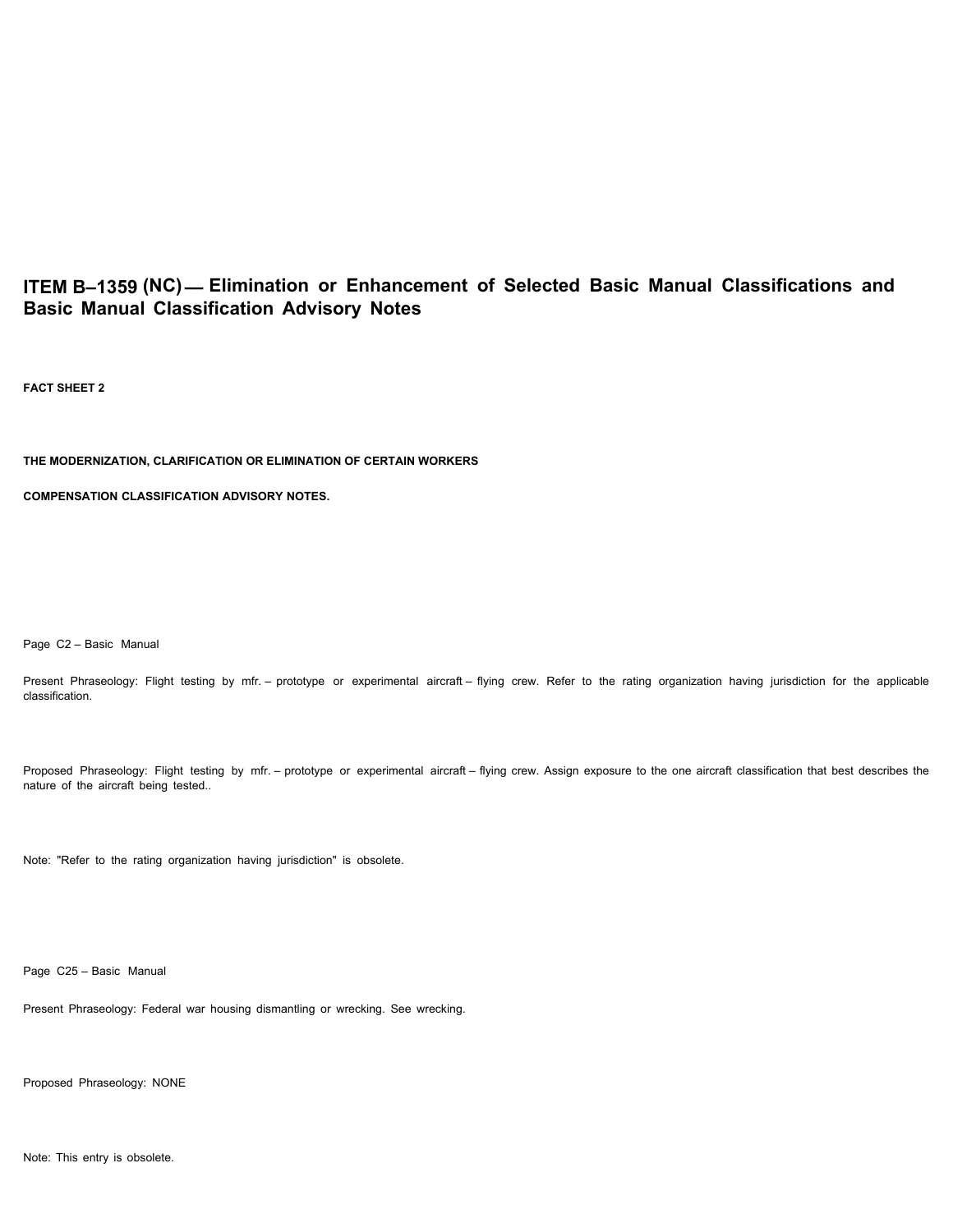# ITEM B–1359 (NC) — Elimination or Enhancement of Selected Basic Manual Classifications and Basic Manual Classification Advisory Notes

**FACT SHEET 2**

**THE MODERNIZATION, CLARIFICATION OR ELIMINATION OF CERTAIN WORKERS COMPENSATION CLASSIFICATION ADVISORY NOTES.**

Page C2 – Basic Manual

Present Phraseology: Flight testing by mfr. – prototype or experimental aircraft – flying crew. Refer to the rating organization having jurisdiction for the applicable classification.

Proposed Phraseology: Flight testing by mfr. – prototype or experimental aircraft – flying crew. Assign exposure to the one aircraft classification that best describes the nature of the aircraft being tested..

Note: "Refer to the rating organization having jurisdiction" is obsolete.

Page C25 – Basic Manual

Present Phraseology: Federal war housing dismantling or wrecking. See wrecking.

Proposed Phraseology: NONE

Note: This entry is obsolete.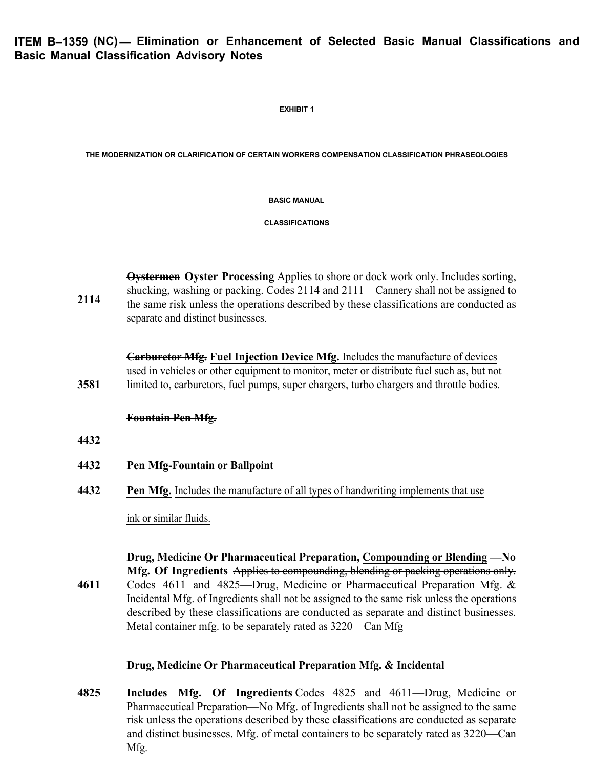**ITEM B–1359 (NC) — Elimination or Enhancement of Selected Basic Manual Classifications and Basic Manual Classification Advisory Notes**

**EXHIBIT 1**

**THE MODERNIZATION OR CLARIFICATION OF CERTAIN WORKERS COMPENSATION CLASSIFICATION PHRASEOLOGIES**

**BASIC MANUAL**

**CLASSIFICATIONS**

**2114** ~~**Oystermen**~~ <u>**Oyster Processing**</u> Applies to shore or dock work only. Includes sorting, shucking, washing or packing. Codes 2114 and 2111 – Cannery shall not be assigned to the same risk unless the operations described by these classifications are conducted as separate and distinct businesses.

**3581** ~~**Carburetor Mfg.**~~ <u>**Fuel Injection Device Mfg.**</u> <u>Includes the manufacture of devices used in vehicles or other equipment to monitor, meter or distribute fuel such as, but not limited to, carburetors, fuel pumps, super chargers, turbo chargers and throttle bodies.</u>

**4432** ~~**Fountain Pen Mfg.**~~

**4432** ~~**Pen Mfg-Fountain or Ballpoint**~~

**4432** <u>**Pen Mfg.**</u> <u>Includes the manufacture of all types of handwriting implements that use ink or similar fluids.</u>

**4611** **Drug, Medicine Or Pharmaceutical Preparation, <u>Compounding or Blending</u> —No Mfg. Of Ingredients** ~~Applies to compounding, blending or packing operations only.~~ Codes 4611 and 4825—Drug, Medicine or Pharmaceutical Preparation Mfg. & Incidental Mfg. of Ingredients shall not be assigned to the same risk unless the operations described by these classifications are conducted as separate and distinct businesses. Metal container mfg. to be separately rated as 3220—Can Mfg

**4825** **Drug, Medicine Or Pharmaceutical Preparation Mfg. &** ~~**Incidental**~~ <u>**Includes**</u> **Mfg. Of Ingredients** Codes 4825 and 4611—Drug, Medicine or Pharmaceutical Preparation—No Mfg. of Ingredients shall not be assigned to the same risk unless the operations described by these classifications are conducted as separate and distinct businesses. Mfg. of metal containers to be separately rated as 3220—Can Mfg.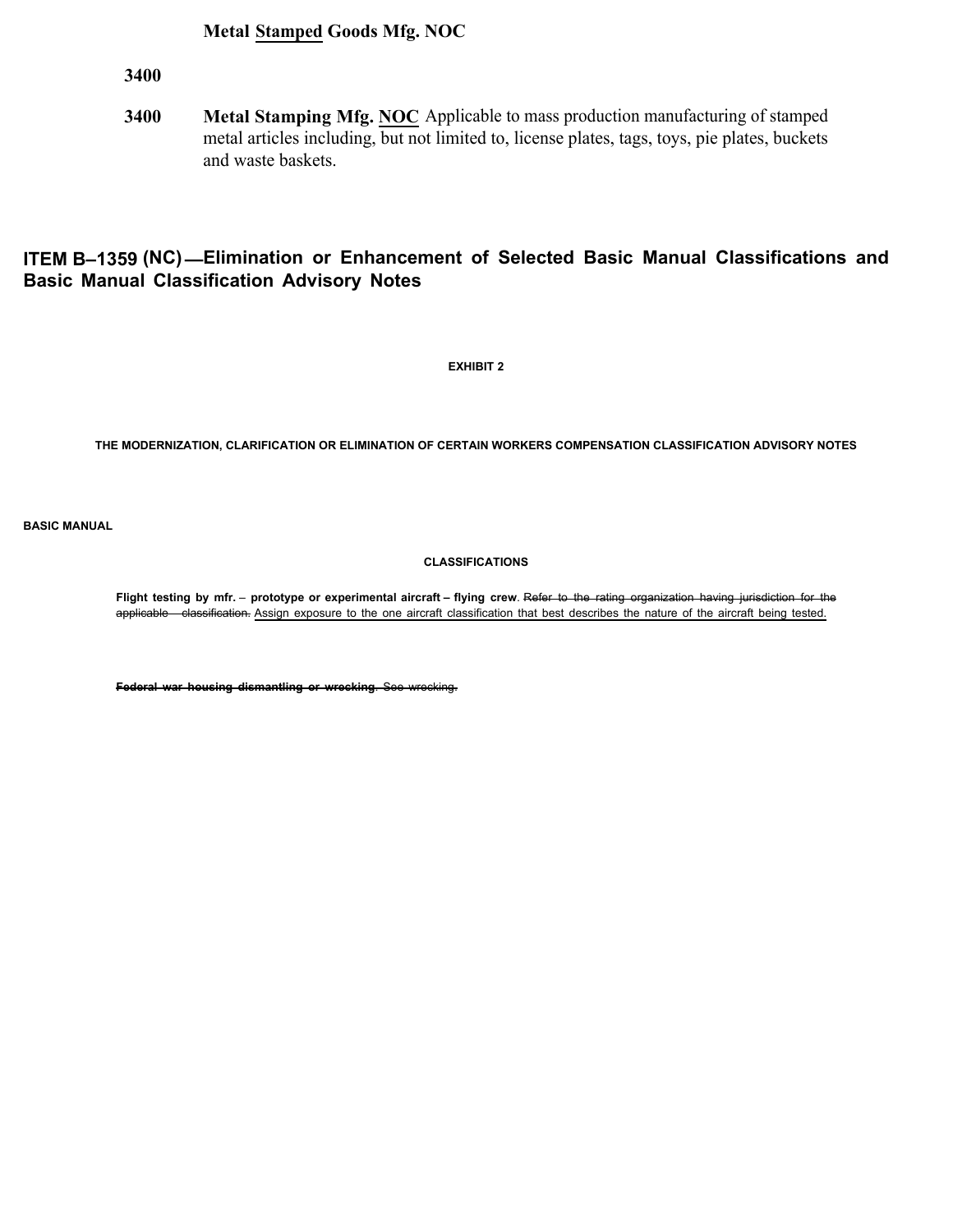**Metal <u>Stamped</u> Goods Mfg. NOC**

**3400**

**3400** **Metal Stamping Mfg. <u>NOC</u>** Applicable to mass production manufacturing of stamped metal articles including, but not limited to, license plates, tags, toys, pie plates, buckets and waste baskets.

## ITEM B–1359 (NC)—Elimination or Enhancement of Selected Basic Manual Classifications and Basic Manual Classification Advisory Notes

**EXHIBIT 2**

**THE MODERNIZATION, CLARIFICATION OR ELIMINATION OF CERTAIN WORKERS COMPENSATION CLASSIFICATION ADVISORY NOTES**

**BASIC MANUAL**

**CLASSIFICATIONS**

**Flight testing by mfr. – prototype or experimental aircraft – flying crew**. ~~Refer to the rating organization having jurisdiction for the applicable classification.~~ <u>Assign exposure to the one aircraft classification that best describes the nature of the aircraft being tested.</u>

~~**Federal war housing dismantling or wrecking.** See wrecking.~~